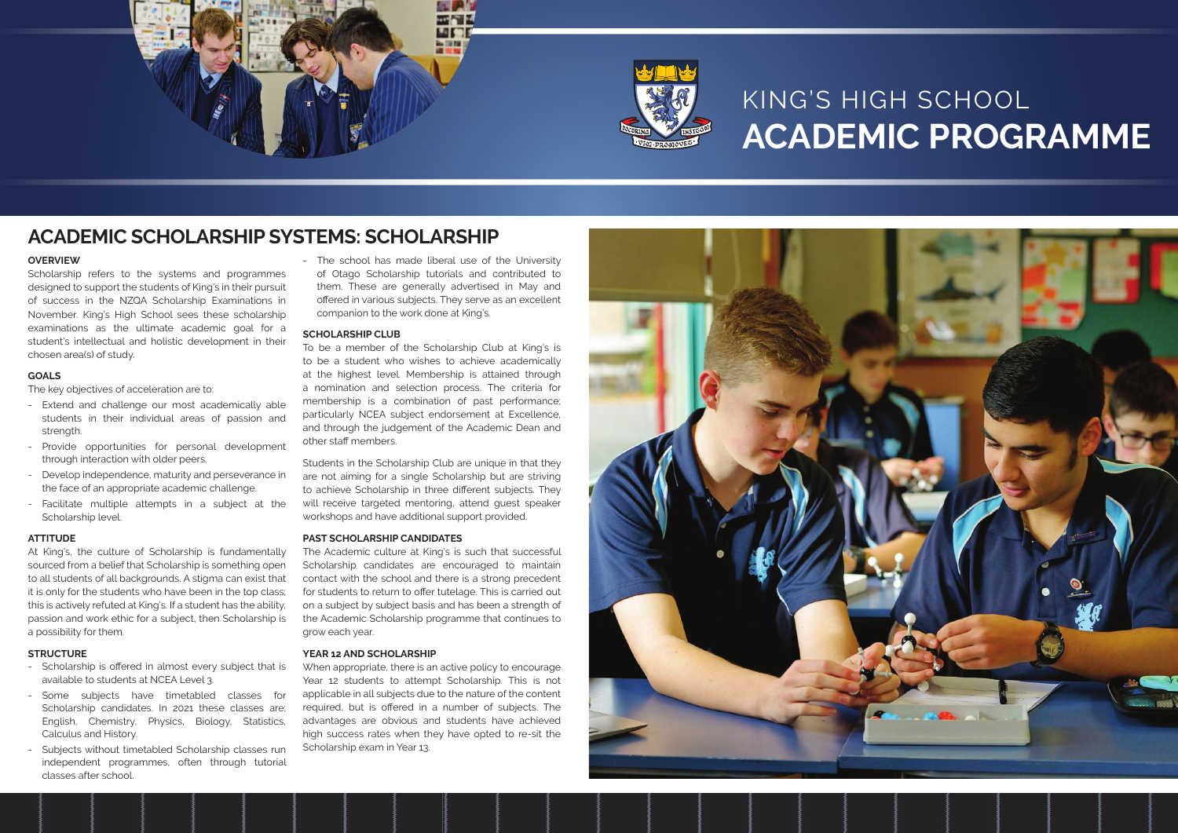# KING'S HIGH SCHOOL ACADEMIC PROGRAMME

## ACADEMIC SCHOLARSHIP SYSTEMS: SCHOLARSHIP

### OVERVIEW

Scholarship refers to the systems and programmes designed to support the students of King's in their pursuit of success in the NZQA Scholarship Examinations in November. King's High School sees these scholarship examinations as the ultimate academic goal for a student's intellectual and holistic development in their chosen area(s) of study.

### GOALS

The key objectives of acceleration are to:

- Extend and challenge our most academically able students in their individual areas of passion and strength.
- Provide opportunities for personal development through interaction with older peers.
- Develop independence, maturity and perseverance in the face of an appropriate academic challenge.
- Facilitate multiple attempts in a subject at the Scholarship level.

### ATTITUDE

At King's, the culture of Scholarship is fundamentally sourced from a belief that Scholarship is something open to all students of all backgrounds. A stigma can exist that it is only for the students who have been in the top class; this is actively refuted at King's. If a student has the ability, passion and work ethic for a subject, then Scholarship is a possibility for them.

### STRUCTURE

- Scholarship is offered in almost every subject that is available to students at NCEA Level 3.
- Some subjects have timetabled classes for Scholarship candidates. In 2021 these classes are; English, Chemistry, Physics, Biology, Statistics, Calculus and History.
- Subjects without timetabled Scholarship classes run independent programmes, often through tutorial classes after school.
- The school has made liberal use of the University of Otago Scholarship tutorials and contributed to them. These are generally advertised in May and offered in various subjects. They serve as an excellent companion to the work done at King's.

### SCHOLARSHIP CLUB

To be a member of the Scholarship Club at King's is to be a student who wishes to achieve academically at the highest level. Membership is attained through a nomination and selection process. The criteria for membership is a combination of past performance; particularly NCEA subject endorsement at Excellence, and through the judgement of the Academic Dean and other staff members.

Students in the Scholarship Club are unique in that they are not aiming for a single Scholarship but are striving to achieve Scholarship in three different subjects. They will receive targeted mentoring, attend guest speaker workshops and have additional support provided.

### PAST SCHOLARSHIP CANDIDATES

The Academic culture at King's is such that successful Scholarship candidates are encouraged to maintain contact with the school and there is a strong precedent for students to return to offer tutelage. This is carried out on a subject by subject basis and has been a strength of the Academic Scholarship programme that continues to grow each year.

### YEAR 12 AND SCHOLARSHIP

When appropriate, there is an active policy to encourage Year 12 students to attempt Scholarship. This is not applicable in all subjects due to the nature of the content required, but is offered in a number of subjects. The advantages are obvious and students have achieved high success rates when they have opted to re-sit the Scholarship exam in Year 13.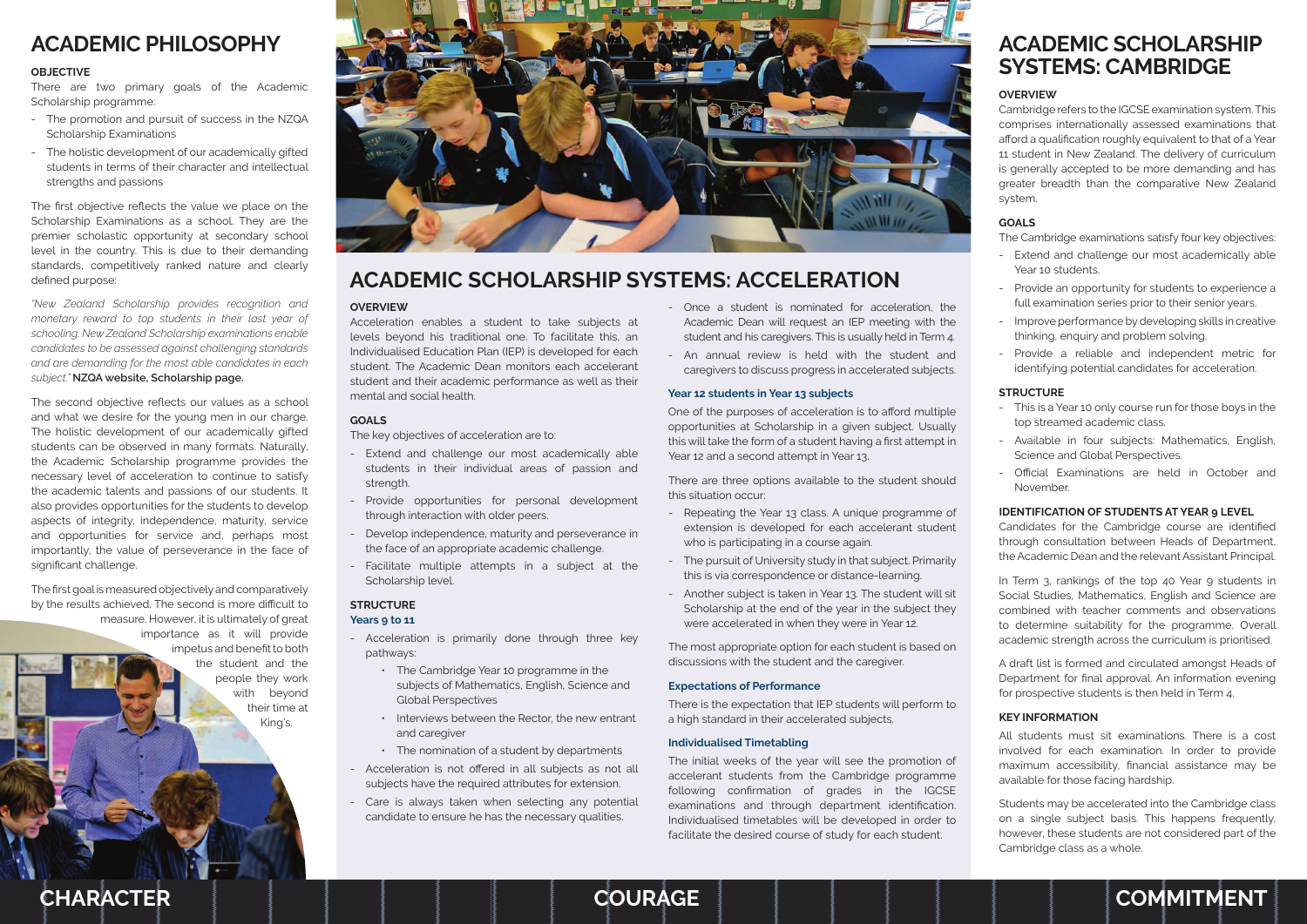# ACADEMIC PHILOSOPHY

**OBJECTIVE**

There are two primary goals of the Academic Scholarship programme:

- The promotion and pursuit of success in the NZQA Scholarship Examinations
- The holistic development of our academically gifted students in terms of their character and intellectual strengths and passions

The first objective reflects the value we place on the Scholarship Examinations as a school. They are the premier scholastic opportunity at secondary school level in the country. This is due to their demanding standards, competitively ranked nature and clearly defined purpose:

*"New Zealand Scholarship provides recognition and monetary reward to top students in their last year of schooling. New Zealand Scholarship examinations enable candidates to be assessed against challenging standards and are demanding for the most able candidates in each subject."* **NZQA website, Scholarship page.**

The second objective reflects our values as a school and what we desire for the young men in our charge. The holistic development of our academically gifted students can be observed in many formats. Naturally, the Academic Scholarship programme provides the necessary level of acceleration to continue to satisfy the academic talents and passions of our students. It also provides opportunities for the students to develop aspects of integrity, independence, maturity, service and opportunities for service and, perhaps most importantly, the value of perseverance in the face of significant challenge.

The first goal is measured objectively and comparatively by the results achieved. The second is more difficult to measure. However, it is ultimately of great importance as it will provide impetus and benefit to both the student and the people they work with beyond their time at King's.

# ACADEMIC SCHOLARSHIP SYSTEMS: ACCELERATION

**OVERVIEW**

Acceleration enables a student to take subjects at levels beyond his traditional one. To facilitate this, an Individualised Education Plan (IEP) is developed for each student. The Academic Dean monitors each accelerant student and their academic performance as well as their mental and social health.

**GOALS**

The key objectives of acceleration are to:

- Extend and challenge our most academically able students in their individual areas of passion and strength.
- Provide opportunities for personal development through interaction with older peers.
- Develop independence, maturity and perseverance in the face of an appropriate academic challenge.
- Facilitate multiple attempts in a subject at the Scholarship level.

**STRUCTURE**

**Years 9 to 11**

- Acceleration is primarily done through three key pathways:
  - The Cambridge Year 10 programme in the subjects of Mathematics, English, Science and Global Perspectives
  - Interviews between the Rector, the new entrant and caregiver
  - The nomination of a student by departments
- Acceleration is not offered in all subjects as not all subjects have the required attributes for extension.
- Care is always taken when selecting any potential candidate to ensure he has the necessary qualities.
- Once a student is nominated for acceleration, the Academic Dean will request an IEP meeting with the student and his caregivers. This is usually held in Term 4.
- An annual review is held with the student and caregivers to discuss progress in accelerated subjects.

**Year 12 students in Year 13 subjects**

One of the purposes of acceleration is to afford multiple opportunities at Scholarship in a given subject. Usually this will take the form of a student having a first attempt in Year 12 and a second attempt in Year 13.

There are three options available to the student should this situation occur:

- Repeating the Year 13 class. A unique programme of extension is developed for each accelerant student who is participating in a course again.
- The pursuit of University study in that subject. Primarily this is via correspondence or distance-learning.
- Another subject is taken in Year 13. The student will sit Scholarship at the end of the year in the subject they were accelerated in when they were in Year 12.

The most appropriate option for each student is based on discussions with the student and the caregiver.

**Expectations of Performance**

There is the expectation that IEP students will perform to a high standard in their accelerated subjects.

**Individualised Timetabling**

The initial weeks of the year will see the promotion of accelerant students from the Cambridge programme following confirmation of grades in the IGCSE examinations and through department identification. Individualised timetables will be developed in order to facilitate the desired course of study for each student.

# ACADEMIC SCHOLARSHIP SYSTEMS: CAMBRIDGE

**OVERVIEW**

Cambridge refers to the IGCSE examination system. This comprises internationally assessed examinations that afford a qualification roughly equivalent to that of a Year 11 student in New Zealand. The delivery of curriculum is generally accepted to be more demanding and has greater breadth than the comparative New Zealand system.

**GOALS**

The Cambridge examinations satisfy four key objectives:

- Extend and challenge our most academically able Year 10 students.
- Provide an opportunity for students to experience a full examination series prior to their senior years.
- Improve performance by developing skills in creative thinking, enquiry and problem solving.
- Provide a reliable and independent metric for identifying potential candidates for acceleration.

**STRUCTURE**

- This is a Year 10 only course run for those boys in the top streamed academic class.
- Available in four subjects: Mathematics, English, Science and Global Perspectives.
- Official Examinations are held in October and November.

**IDENTIFICATION OF STUDENTS AT YEAR 9 LEVEL**

Candidates for the Cambridge course are identified through consultation between Heads of Department, the Academic Dean and the relevant Assistant Principal.

In Term 3, rankings of the top 40 Year 9 students in Social Studies, Mathematics, English and Science are combined with teacher comments and observations to determine suitability for the programme. Overall academic strength across the curriculum is prioritised.

A draft list is formed and circulated amongst Heads of Department for final approval. An information evening for prospective students is then held in Term 4.

**KEY INFORMATION**

All students must sit examinations. There is a cost involved for each examination. In order to provide maximum accessibility, financial assistance may be available for those facing hardship.

Students may be accelerated into the Cambridge class on a single subject basis. This happens frequently, however, these students are not considered part of the Cambridge class as a whole.

CHARACTER COURAGE COMMITMENT